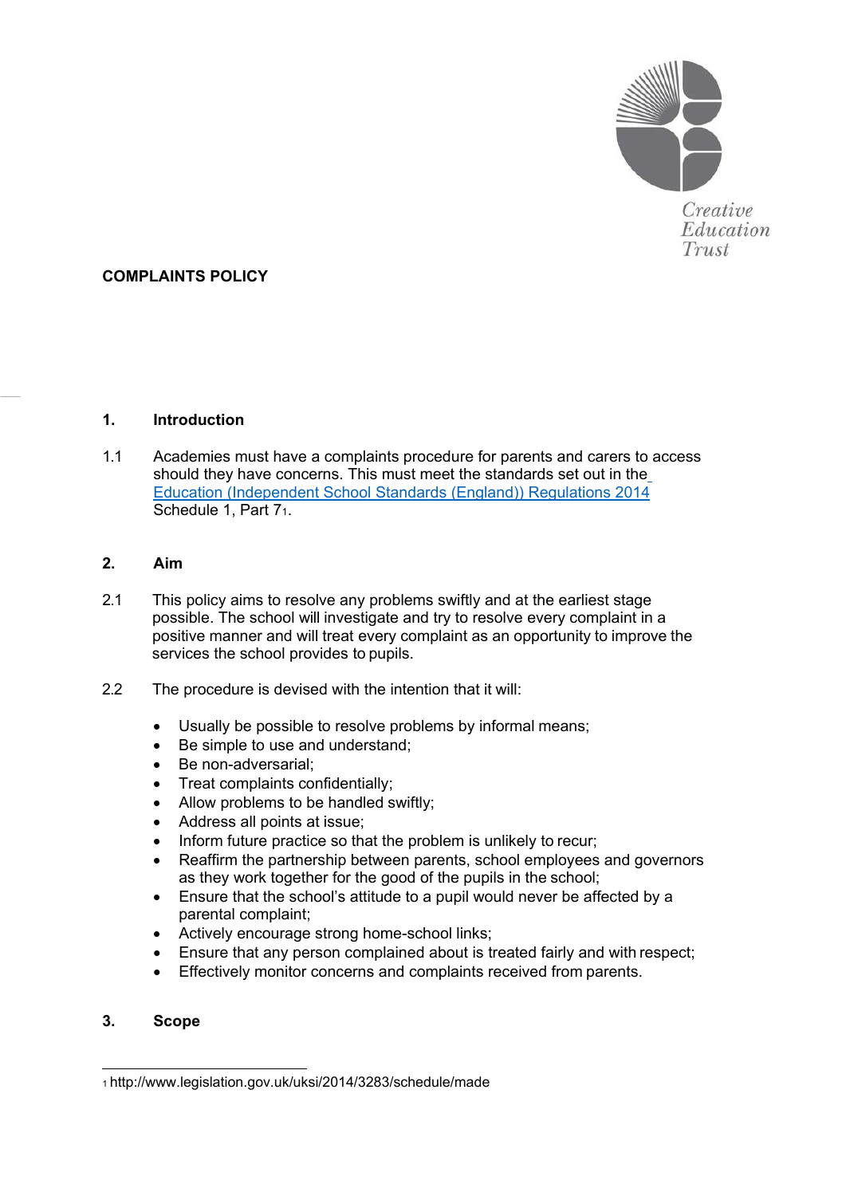Creative Education Trust

# COMPLAINTS POLICY

## 1. Introduction

1.1 Academies must have a complaints procedure for parents and carers to access should they have concerns. This must meet the standards set out in the [Education (Independent School Standards (England)) Regulations 2014](http://www.legislation.gov.uk/uksi/2014/3283/schedule/made) Schedule 1, Part 7[1].

## 2. Aim

2.1 This policy aims to resolve any problems swiftly and at the earliest stage possible. The school will investigate and try to resolve every complaint in a positive manner and will treat every complaint as an opportunity to improve the services the school provides to pupils.

2.2 The procedure is devised with the intention that it will:

- Usually be possible to resolve problems by informal means;
- Be simple to use and understand;
- Be non-adversarial;
- Treat complaints confidentially;
- Allow problems to be handled swiftly;
- Address all points at issue;
- Inform future practice so that the problem is unlikely to recur;
- Reaffirm the partnership between parents, school employees and governors as they work together for the good of the pupils in the school;
- Ensure that the school's attitude to a pupil would never be affected by a parental complaint;
- Actively encourage strong home-school links;
- Ensure that any person complained about is treated fairly and with respect;
- Effectively monitor concerns and complaints received from parents.

## 3. Scope

[1] http://www.legislation.gov.uk/uksi/2014/3283/schedule/made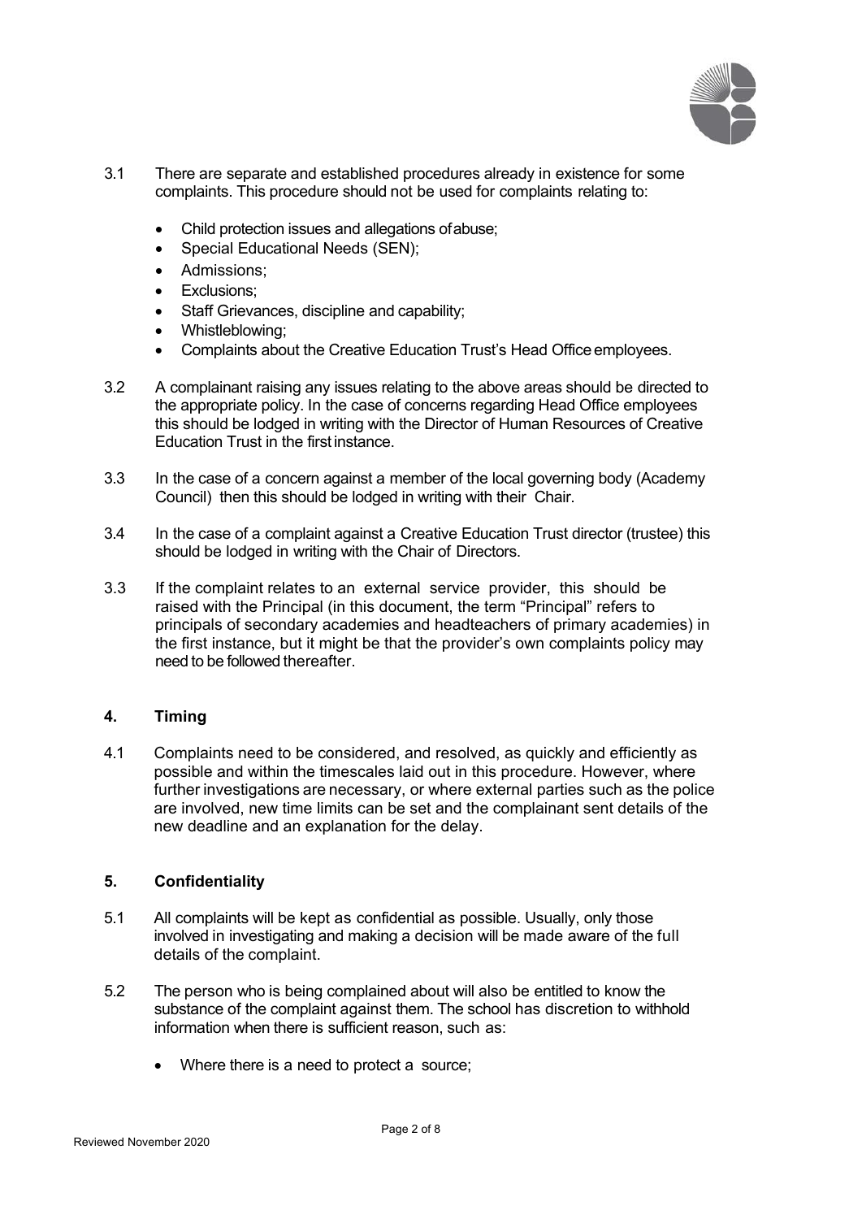3.1 There are separate and established procedures already in existence for some complaints. This procedure should not be used for complaints relating to:

- Child protection issues and allegations of abuse;
- Special Educational Needs (SEN);
- Admissions;
- Exclusions;
- Staff Grievances, discipline and capability;
- Whistleblowing;
- Complaints about the Creative Education Trust's Head Office employees.

3.2 A complainant raising any issues relating to the above areas should be directed to the appropriate policy. In the case of concerns regarding Head Office employees this should be lodged in writing with the Director of Human Resources of Creative Education Trust in the first instance.

3.3 In the case of a concern against a member of the local governing body (Academy Council) then this should be lodged in writing with their Chair.

3.4 In the case of a complaint against a Creative Education Trust director (trustee) this should be lodged in writing with the Chair of Directors.

3.3 If the complaint relates to an external service provider, this should be raised with the Principal (in this document, the term "Principal" refers to principals of secondary academies and headteachers of primary academies) in the first instance, but it might be that the provider's own complaints policy may need to be followed thereafter.

## 4. Timing

4.1 Complaints need to be considered, and resolved, as quickly and efficiently as possible and within the timescales laid out in this procedure. However, where further investigations are necessary, or where external parties such as the police are involved, new time limits can be set and the complainant sent details of the new deadline and an explanation for the delay.

## 5. Confidentiality

5.1 All complaints will be kept as confidential as possible. Usually, only those involved in investigating and making a decision will be made aware of the full details of the complaint.

5.2 The person who is being complained about will also be entitled to know the substance of the complaint against them. The school has discretion to withhold information when there is sufficient reason, such as:

- Where there is a need to protect a source;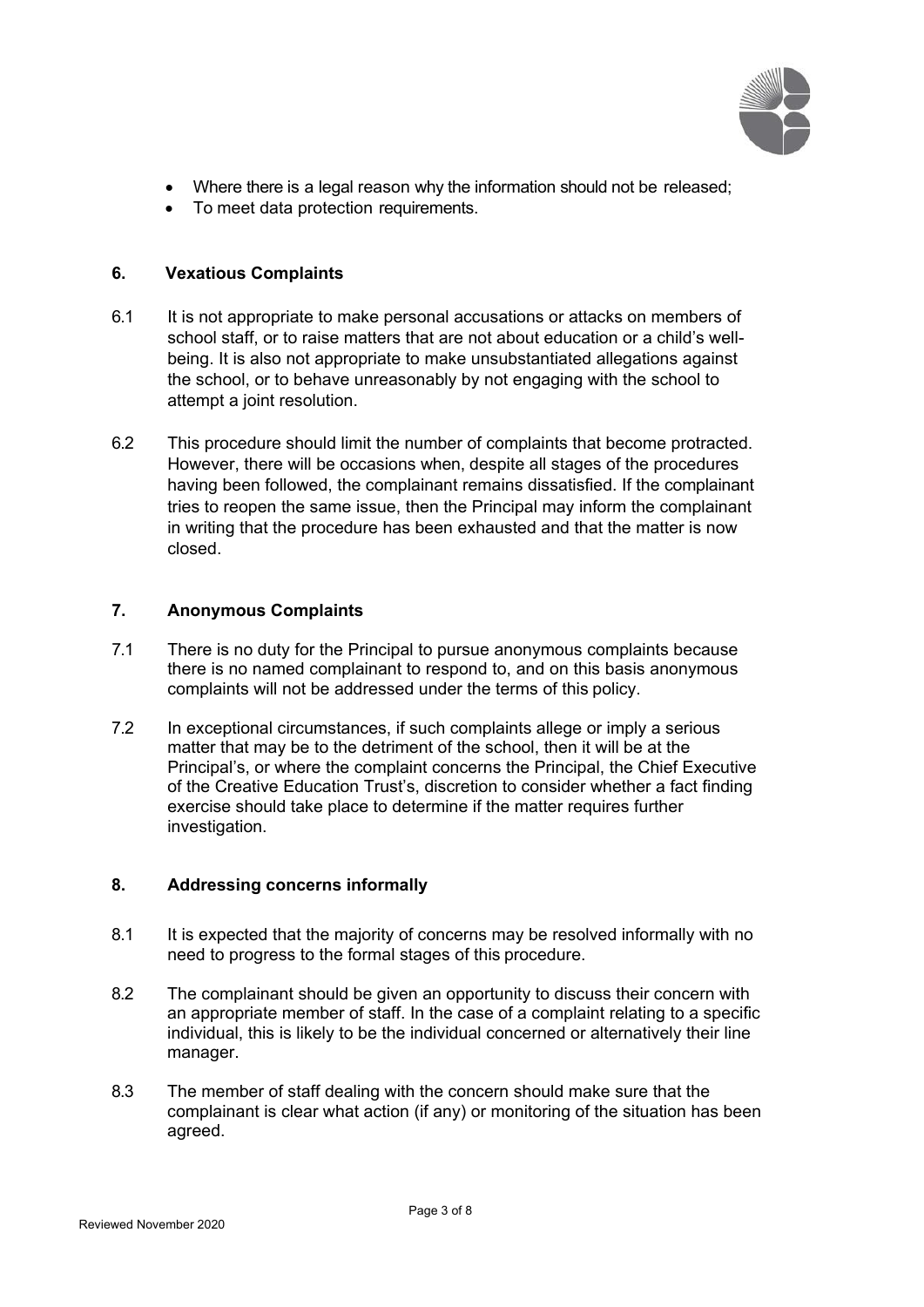- Where there is a legal reason why the information should not be released;
- To meet data protection requirements.

## 6. Vexatious Complaints

6.1 It is not appropriate to make personal accusations or attacks on members of school staff, or to raise matters that are not about education or a child's well-being. It is also not appropriate to make unsubstantiated allegations against the school, or to behave unreasonably by not engaging with the school to attempt a joint resolution.

6.2 This procedure should limit the number of complaints that become protracted. However, there will be occasions when, despite all stages of the procedures having been followed, the complainant remains dissatisfied. If the complainant tries to reopen the same issue, then the Principal may inform the complainant in writing that the procedure has been exhausted and that the matter is now closed.

## 7. Anonymous Complaints

7.1 There is no duty for the Principal to pursue anonymous complaints because there is no named complainant to respond to, and on this basis anonymous complaints will not be addressed under the terms of this policy.

7.2 In exceptional circumstances, if such complaints allege or imply a serious matter that may be to the detriment of the school, then it will be at the Principal's, or where the complaint concerns the Principal, the Chief Executive of the Creative Education Trust's, discretion to consider whether a fact finding exercise should take place to determine if the matter requires further investigation.

## 8. Addressing concerns informally

8.1 It is expected that the majority of concerns may be resolved informally with no need to progress to the formal stages of this procedure.

8.2 The complainant should be given an opportunity to discuss their concern with an appropriate member of staff. In the case of a complaint relating to a specific individual, this is likely to be the individual concerned or alternatively their line manager.

8.3 The member of staff dealing with the concern should make sure that the complainant is clear what action (if any) or monitoring of the situation has been agreed.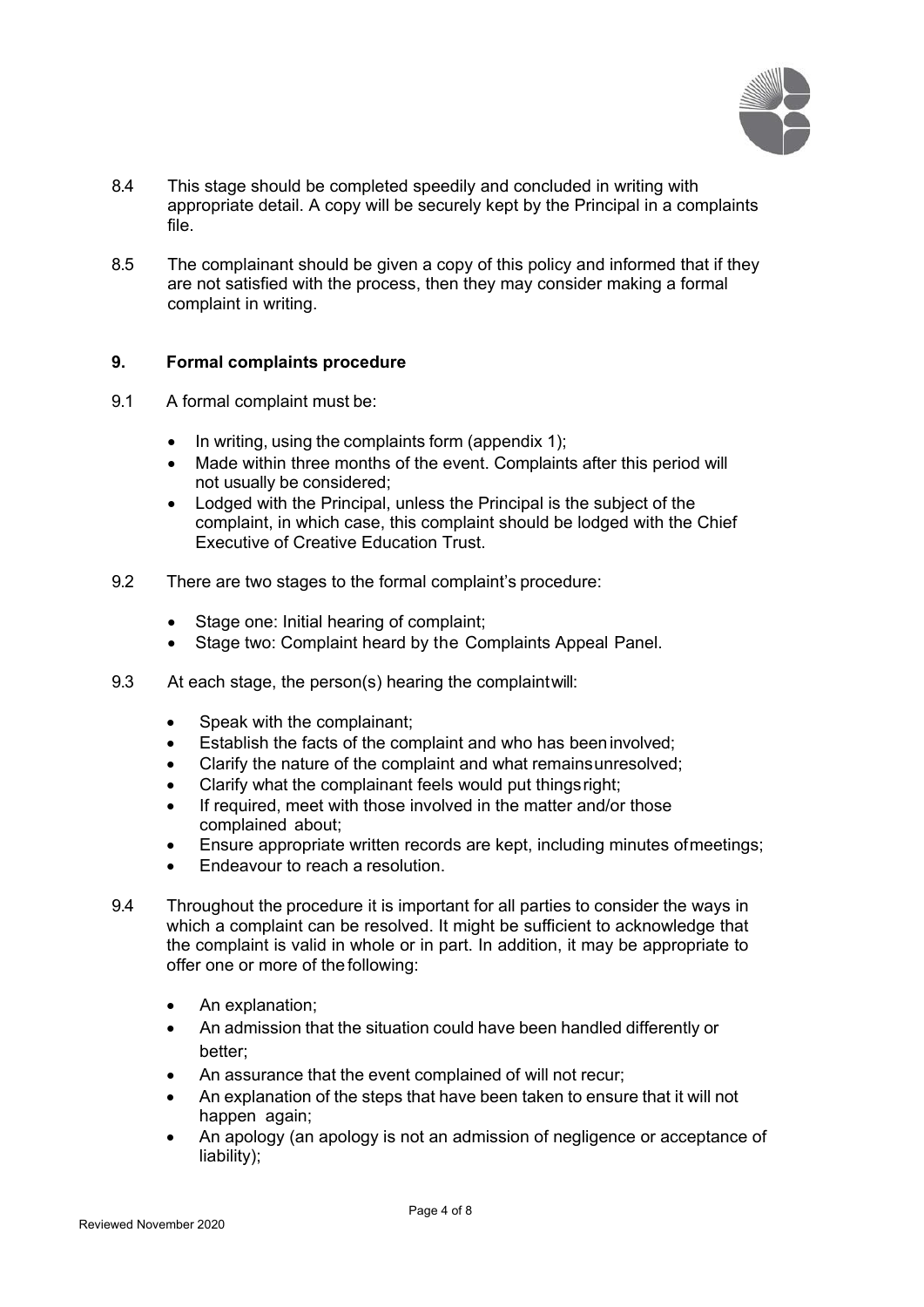8.4 This stage should be completed speedily and concluded in writing with appropriate detail. A copy will be securely kept by the Principal in a complaints file.

8.5 The complainant should be given a copy of this policy and informed that if they are not satisfied with the process, then they may consider making a formal complaint in writing.

## 9. Formal complaints procedure

9.1 A formal complaint must be:

- In writing, using the complaints form (appendix 1);
- Made within three months of the event. Complaints after this period will not usually be considered;
- Lodged with the Principal, unless the Principal is the subject of the complaint, in which case, this complaint should be lodged with the Chief Executive of Creative Education Trust.

9.2 There are two stages to the formal complaint's procedure:

- Stage one: Initial hearing of complaint;
- Stage two: Complaint heard by the Complaints Appeal Panel.

9.3 At each stage, the person(s) hearing the complaint will:

- Speak with the complainant;
- Establish the facts of the complaint and who has been involved;
- Clarify the nature of the complaint and what remains unresolved;
- Clarify what the complainant feels would put things right;
- If required, meet with those involved in the matter and/or those complained about;
- Ensure appropriate written records are kept, including minutes of meetings;
- Endeavour to reach a resolution.

9.4 Throughout the procedure it is important for all parties to consider the ways in which a complaint can be resolved. It might be sufficient to acknowledge that the complaint is valid in whole or in part. In addition, it may be appropriate to offer one or more of the following:

- An explanation;
- An admission that the situation could have been handled differently or better;
- An assurance that the event complained of will not recur;
- An explanation of the steps that have been taken to ensure that it will not happen again;
- An apology (an apology is not an admission of negligence or acceptance of liability);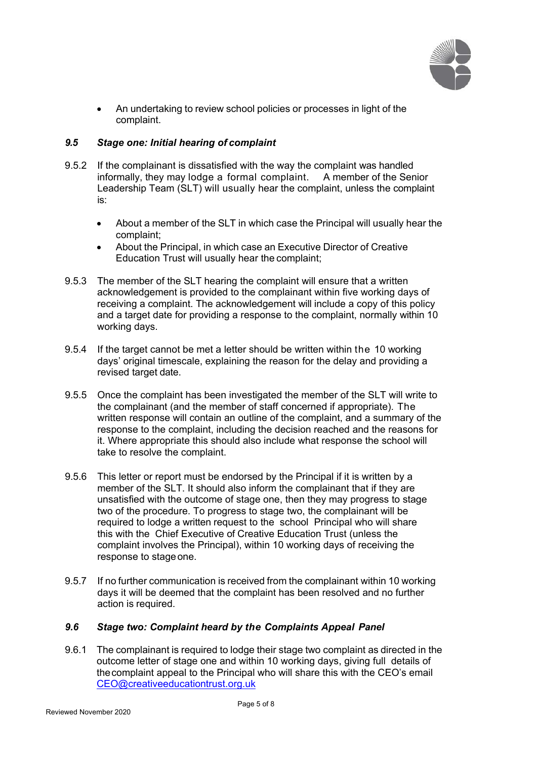- An undertaking to review school policies or processes in light of the complaint.

### *9.5 Stage one: Initial hearing of complaint*

9.5.2 If the complainant is dissatisfied with the way the complaint was handled informally, they may lodge a formal complaint. A member of the Senior Leadership Team (SLT) will usually hear the complaint, unless the complaint is:

- About a member of the SLT in which case the Principal will usually hear the complaint;
- About the Principal, in which case an Executive Director of Creative Education Trust will usually hear the complaint;

9.5.3 The member of the SLT hearing the complaint will ensure that a written acknowledgement is provided to the complainant within five working days of receiving a complaint. The acknowledgement will include a copy of this policy and a target date for providing a response to the complaint, normally within 10 working days.

9.5.4 If the target cannot be met a letter should be written within the 10 working days' original timescale, explaining the reason for the delay and providing a revised target date.

9.5.5 Once the complaint has been investigated the member of the SLT will write to the complainant (and the member of staff concerned if appropriate). The written response will contain an outline of the complaint, and a summary of the response to the complaint, including the decision reached and the reasons for it. Where appropriate this should also include what response the school will take to resolve the complaint.

9.5.6 This letter or report must be endorsed by the Principal if it is written by a member of the SLT. It should also inform the complainant that if they are unsatisfied with the outcome of stage one, then they may progress to stage two of the procedure. To progress to stage two, the complainant will be required to lodge a written request to the school Principal who will share this with the Chief Executive of Creative Education Trust (unless the complaint involves the Principal), within 10 working days of receiving the response to stage one.

9.5.7 If no further communication is received from the complainant within 10 working days it will be deemed that the complaint has been resolved and no further action is required.

### *9.6 Stage two: Complaint heard by the Complaints Appeal Panel*

9.6.1 The complainant is required to lodge their stage two complaint as directed in the outcome letter of stage one and within 10 working days, giving full details of the complaint appeal to the Principal who will share this with the CEO's email [CEO@creativeeducationtrust.org.uk](mailto:CEO@creativeeducationtrust.org.uk)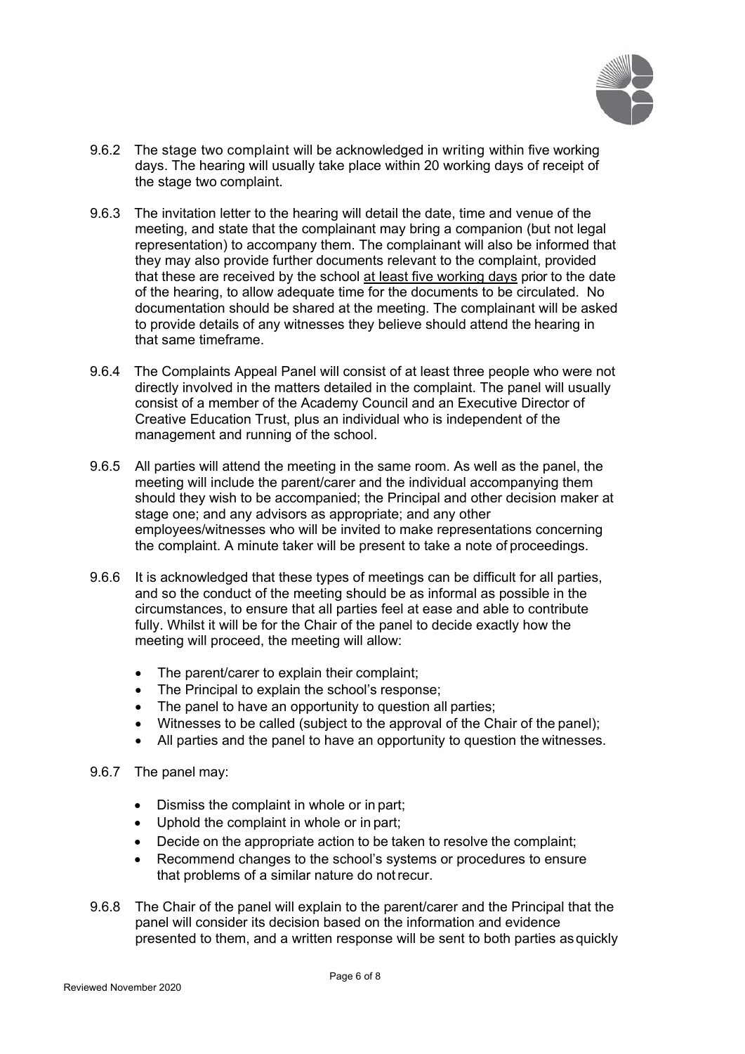9.6.2 The stage two complaint will be acknowledged in writing within five working days. The hearing will usually take place within 20 working days of receipt of the stage two complaint.

9.6.3 The invitation letter to the hearing will detail the date, time and venue of the meeting, and state that the complainant may bring a companion (but not legal representation) to accompany them. The complainant will also be informed that they may also provide further documents relevant to the complaint, provided that these are received by the school at least five working days prior to the date of the hearing, to allow adequate time for the documents to be circulated. No documentation should be shared at the meeting. The complainant will be asked to provide details of any witnesses they believe should attend the hearing in that same timeframe.

9.6.4 The Complaints Appeal Panel will consist of at least three people who were not directly involved in the matters detailed in the complaint. The panel will usually consist of a member of the Academy Council and an Executive Director of Creative Education Trust, plus an individual who is independent of the management and running of the school.

9.6.5 All parties will attend the meeting in the same room. As well as the panel, the meeting will include the parent/carer and the individual accompanying them should they wish to be accompanied; the Principal and other decision maker at stage one; and any advisors as appropriate; and any other employees/witnesses who will be invited to make representations concerning the complaint. A minute taker will be present to take a note of proceedings.

9.6.6 It is acknowledged that these types of meetings can be difficult for all parties, and so the conduct of the meeting should be as informal as possible in the circumstances, to ensure that all parties feel at ease and able to contribute fully. Whilst it will be for the Chair of the panel to decide exactly how the meeting will proceed, the meeting will allow:

- The parent/carer to explain their complaint;
- The Principal to explain the school's response;
- The panel to have an opportunity to question all parties;
- Witnesses to be called (subject to the approval of the Chair of the panel);
- All parties and the panel to have an opportunity to question the witnesses.

9.6.7 The panel may:

- Dismiss the complaint in whole or in part;
- Uphold the complaint in whole or in part;
- Decide on the appropriate action to be taken to resolve the complaint;
- Recommend changes to the school's systems or procedures to ensure that problems of a similar nature do not recur.

9.6.8 The Chair of the panel will explain to the parent/carer and the Principal that the panel will consider its decision based on the information and evidence presented to them, and a written response will be sent to both parties as quickly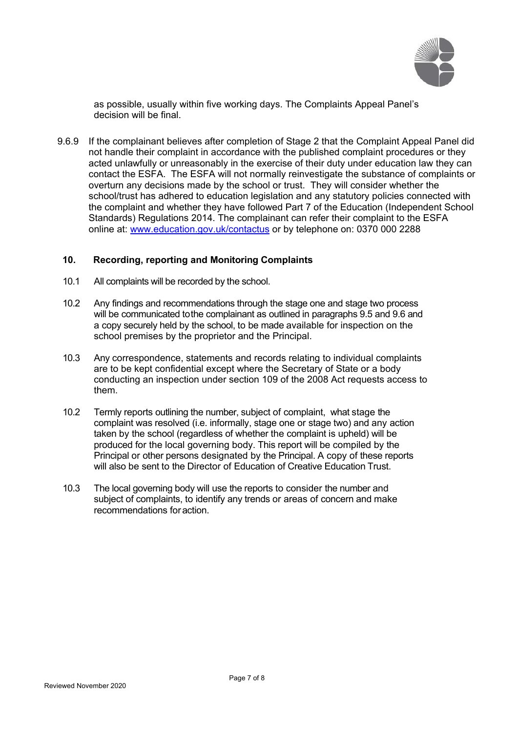as possible, usually within five working days. The Complaints Appeal Panel's decision will be final.

9.6.9 If the complainant believes after completion of Stage 2 that the Complaint Appeal Panel did not handle their complaint in accordance with the published complaint procedures or they acted unlawfully or unreasonably in the exercise of their duty under education law they can contact the ESFA. The ESFA will not normally reinvestigate the substance of complaints or overturn any decisions made by the school or trust. They will consider whether the school/trust has adhered to education legislation and any statutory policies connected with the complaint and whether they have followed Part 7 of the Education (Independent School Standards) Regulations 2014. The complainant can refer their complaint to the ESFA online at: [www.education.gov.uk/contactus](www.education.gov.uk/contactus) or by telephone on: 0370 000 2288

## 10. Recording, reporting and Monitoring Complaints

10.1 All complaints will be recorded by the school.

10.2 Any findings and recommendations through the stage one and stage two process will be communicated to the complainant as outlined in paragraphs 9.5 and 9.6 and a copy securely held by the school, to be made available for inspection on the school premises by the proprietor and the Principal.

10.3 Any correspondence, statements and records relating to individual complaints are to be kept confidential except where the Secretary of State or a body conducting an inspection under section 109 of the 2008 Act requests access to them.

10.2 Termly reports outlining the number, subject of complaint, what stage the complaint was resolved (i.e. informally, stage one or stage two) and any action taken by the school (regardless of whether the complaint is upheld) will be produced for the local governing body. This report will be compiled by the Principal or other persons designated by the Principal. A copy of these reports will also be sent to the Director of Education of Creative Education Trust.

10.3 The local governing body will use the reports to consider the number and subject of complaints, to identify any trends or areas of concern and make recommendations for action.

Reviewed November 2020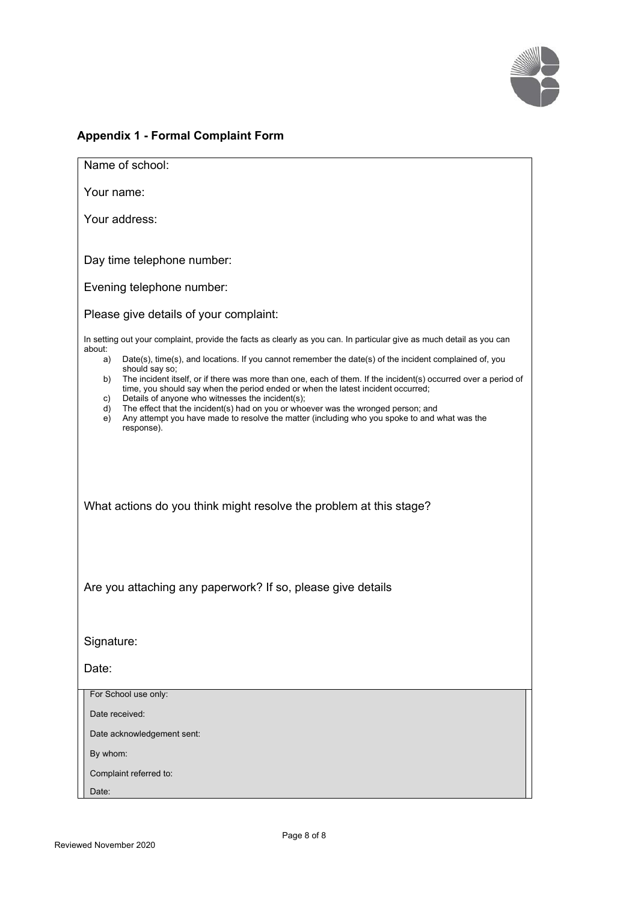## Appendix 1 - Formal Complaint Form

Name of school:

Your name:

Your address:

Day time telephone number:

Evening telephone number:

Please give details of your complaint:

In setting out your complaint, provide the facts as clearly as you can. In particular give as much detail as you can about:

a) Date(s), time(s), and locations. If you cannot remember the date(s) of the incident complained of, you should say so;
b) The incident itself, or if there was more than one, each of them. If the incident(s) occurred over a period of time, you should say when the period ended or when the latest incident occurred;
c) Details of anyone who witnesses the incident(s);
d) The effect that the incident(s) had on you or whoever was the wronged person; and
e) Any attempt you have made to resolve the matter (including who you spoke to and what was the response).

What actions do you think might resolve the problem at this stage?

Are you attaching any paperwork? If so, please give details

Signature:

Date:

For School use only:

Date received:

Date acknowledgement sent:

By whom:

Complaint referred to:

Date:

Reviewed November 2020